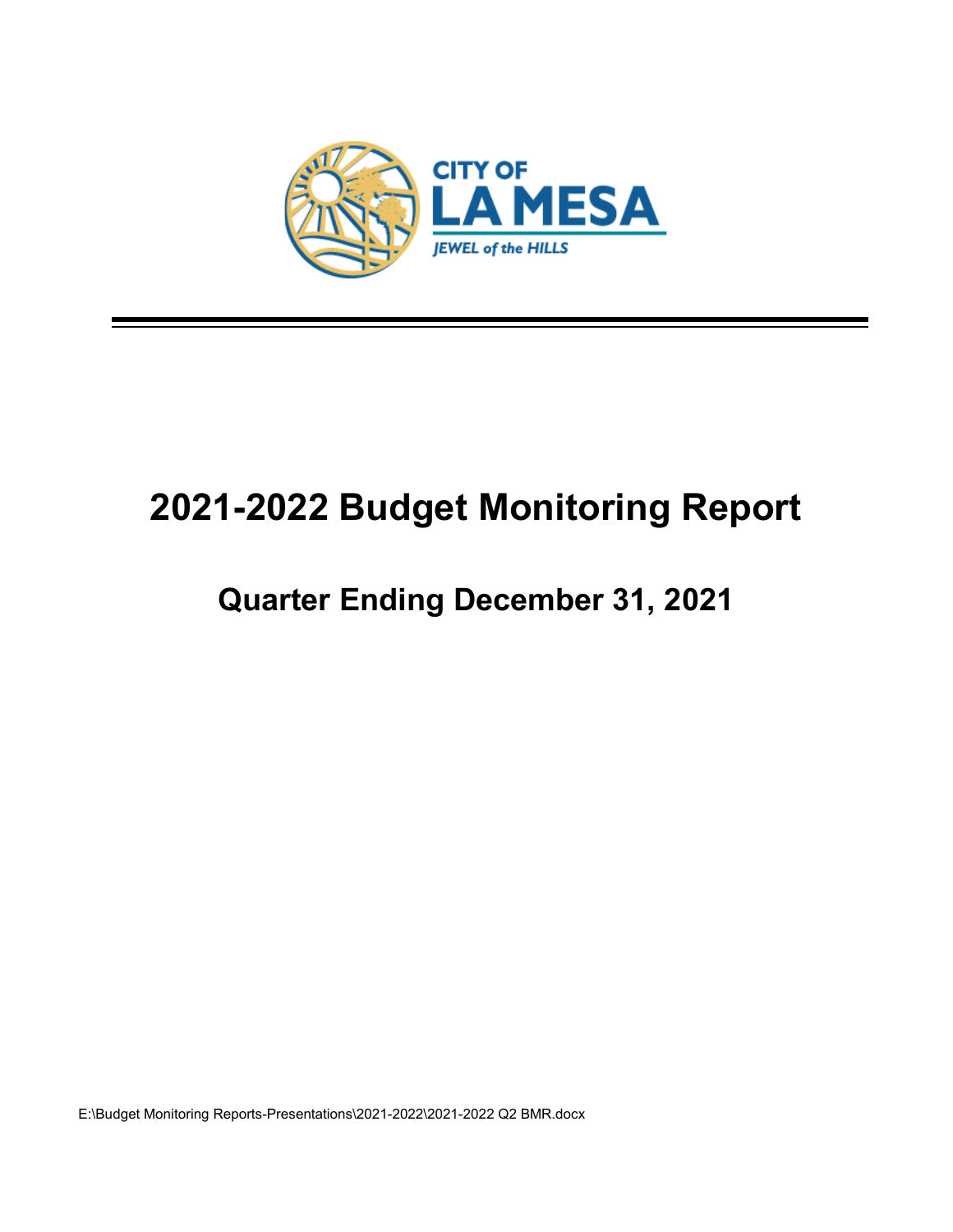CITY OF
LA MESA
JEWEL of the HILLS

# 2021-2022 Budget Monitoring Report

## Quarter Ending December 31, 2021

E:\Budget Monitoring Reports-Presentations\2021-2022\2021-2022 Q2 BMR.docx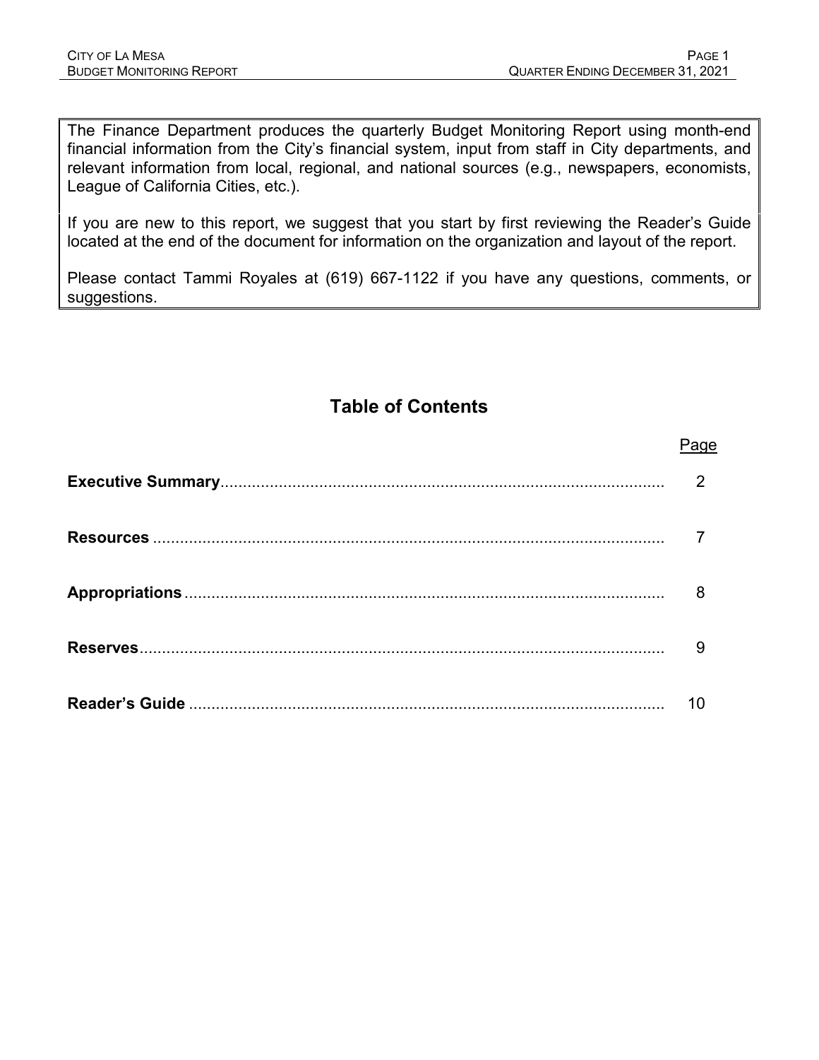The Finance Department produces the quarterly Budget Monitoring Report using month-end financial information from the City's financial system, input from staff in City departments, and relevant information from local, regional, and national sources (e.g., newspapers, economists, League of California Cities, etc.).

If you are new to this report, we suggest that you start by first reviewing the Reader's Guide located at the end of the document for information on the organization and layout of the report.

Please contact Tammi Royales at (619) 667-1122 if you have any questions, comments, or suggestions.

## Table of Contents

| | Page |
|---|---|
| **Executive Summary** | 2 |
| **Resources** | 7 |
| **Appropriations** | 8 |
| **Reserves** | 9 |
| **Reader's Guide** | 10 |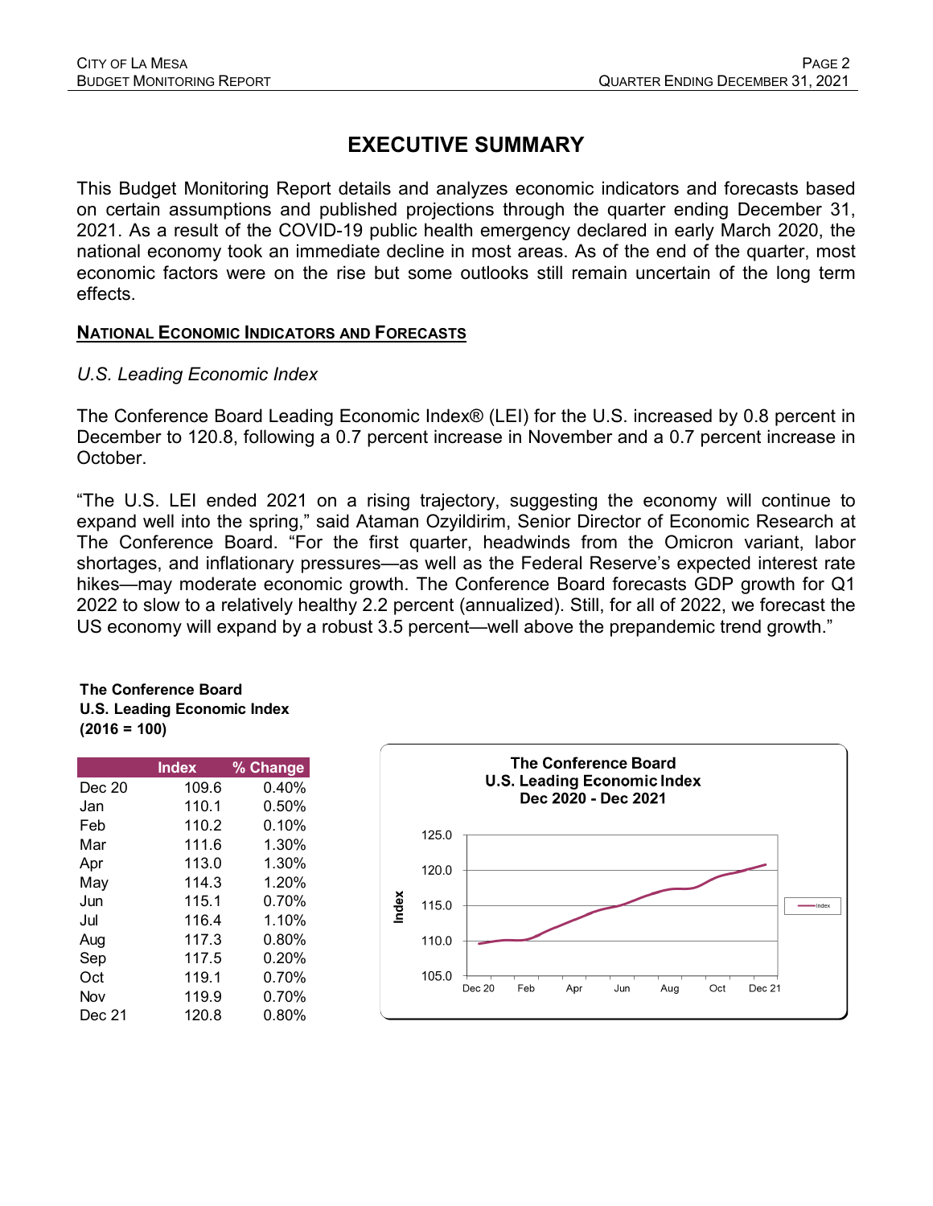# EXECUTIVE SUMMARY

This Budget Monitoring Report details and analyzes economic indicators and forecasts based on certain assumptions and published projections through the quarter ending December 31, 2021. As a result of the COVID-19 public health emergency declared in early March 2020, the national economy took an immediate decline in most areas. As of the end of the quarter, most economic factors were on the rise but some outlooks still remain uncertain of the long term effects.

## NATIONAL ECONOMIC INDICATORS AND FORECASTS

### *U.S. Leading Economic Index*

The Conference Board Leading Economic Index® (LEI) for the U.S. increased by 0.8 percent in December to 120.8, following a 0.7 percent increase in November and a 0.7 percent increase in October.

"The U.S. LEI ended 2021 on a rising trajectory, suggesting the economy will continue to expand well into the spring," said Ataman Ozyildirim, Senior Director of Economic Research at The Conference Board. "For the first quarter, headwinds from the Omicron variant, labor shortages, and inflationary pressures—as well as the Federal Reserve's expected interest rate hikes—may moderate economic growth. The Conference Board forecasts GDP growth for Q1 2022 to slow to a relatively healthy 2.2 percent (annualized). Still, for all of 2022, we forecast the US economy will expand by a robust 3.5 percent—well above the prepandemic trend growth."

**The Conference Board**
**U.S. Leading Economic Index**
**(2016 = 100)**

| | Index | % Change |
|---|---|---|
| Dec 20 | 109.6 | 0.40% |
| Jan | 110.1 | 0.50% |
| Feb | 110.2 | 0.10% |
| Mar | 111.6 | 1.30% |
| Apr | 113.0 | 1.30% |
| May | 114.3 | 1.20% |
| Jun | 115.1 | 0.70% |
| Jul | 116.4 | 1.10% |
| Aug | 117.3 | 0.80% |
| Sep | 117.5 | 0.20% |
| Oct | 119.1 | 0.70% |
| Nov | 119.9 | 0.70% |
| Dec 21 | 120.8 | 0.80% |

**The Conference Board**
**U.S. Leading Economic Index**
**Dec 2020 - Dec 2021**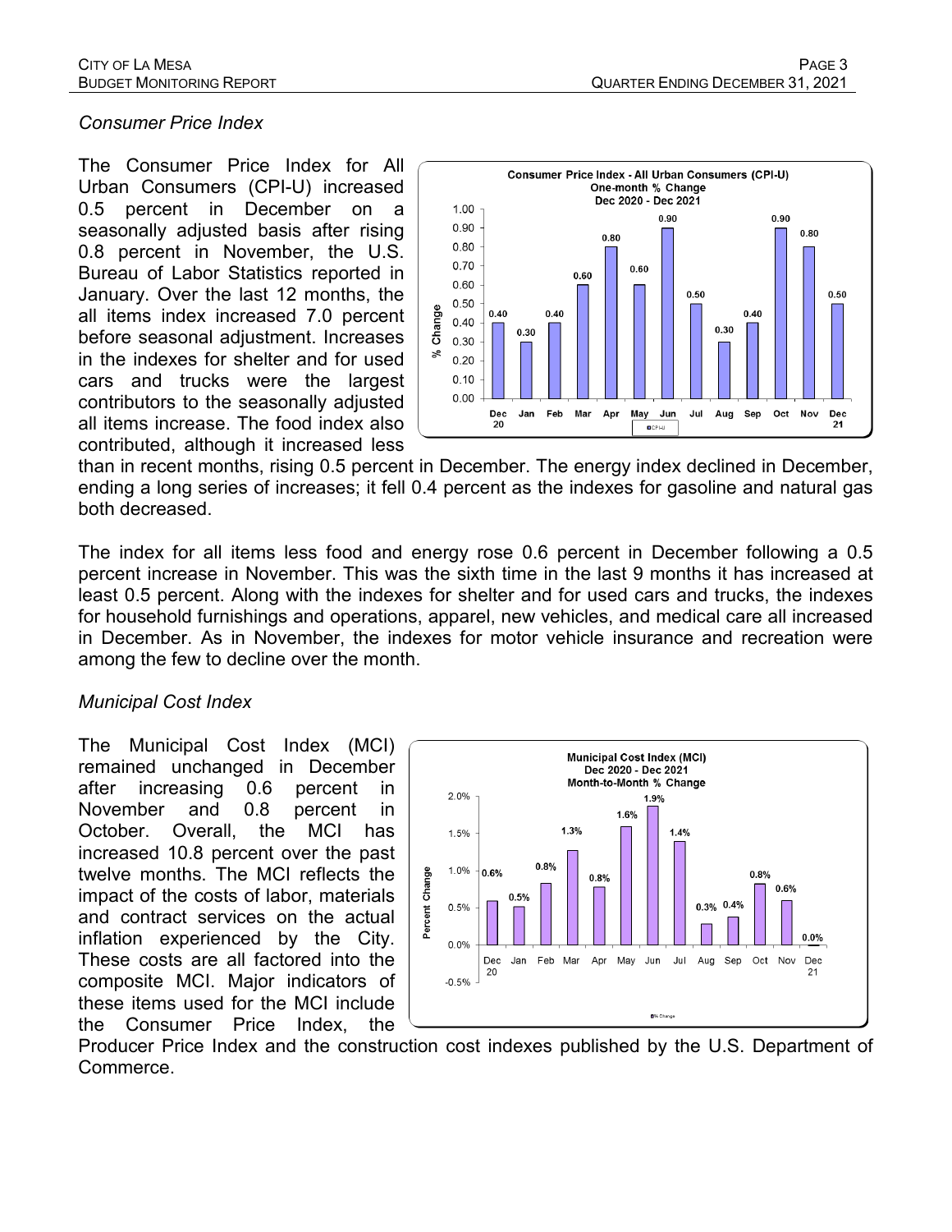*Consumer Price Index*

The Consumer Price Index for All Urban Consumers (CPI-U) increased 0.5 percent in December on a seasonally adjusted basis after rising 0.8 percent in November, the U.S. Bureau of Labor Statistics reported in January. Over the last 12 months, the all items index increased 7.0 percent before seasonal adjustment. Increases in the indexes for shelter and for used cars and trucks were the largest contributors to the seasonally adjusted all items increase. The food index also contributed, although it increased less than in recent months, rising 0.5 percent in December. The energy index declined in December, ending a long series of increases; it fell 0.4 percent as the indexes for gasoline and natural gas both decreased.

**Consumer Price Index - All Urban Consumers (CPI-U)**
**One-month % Change**
**Dec 2020 - Dec 2021**

| Month | % Change |
|---|---|
| Dec 20 | 0.40 |
| Jan | 0.30 |
| Feb | 0.40 |
| Mar | 0.60 |
| Apr | 0.80 |
| May | 0.60 |
| Jun | 0.90 |
| Jul | 0.50 |
| Aug | 0.30 |
| Sep | 0.40 |
| Oct | 0.90 |
| Nov | 0.80 |
| Dec 21 | 0.50 |

The index for all items less food and energy rose 0.6 percent in December following a 0.5 percent increase in November. This was the sixth time in the last 9 months it has increased at least 0.5 percent. Along with the indexes for shelter and for used cars and trucks, the indexes for household furnishings and operations, apparel, new vehicles, and medical care all increased in December. As in November, the indexes for motor vehicle insurance and recreation were among the few to decline over the month.

*Municipal Cost Index*

The Municipal Cost Index (MCI) remained unchanged in December after increasing 0.6 percent in November and 0.8 percent in October. Overall, the MCI has increased 10.8 percent over the past twelve months. The MCI reflects the impact of the costs of labor, materials and contract services on the actual inflation experienced by the City. These costs are all factored into the composite MCI. Major indicators of these items used for the MCI include the Consumer Price Index, the Producer Price Index and the construction cost indexes published by the U.S. Department of Commerce.

**Municipal Cost Index (MCI)**
**Dec 2020 - Dec 2021**
**Month-to-Month % Change**

| Month | Percent Change |
|---|---|
| Dec 20 | 0.6% |
| Jan | 0.5% |
| Feb | 0.8% |
| Mar | 1.3% |
| Apr | 0.8% |
| May | 1.6% |
| Jun | 1.9% |
| Jul | 1.4% |
| Aug | 0.3% |
| Sep | 0.4% |
| Oct | 0.8% |
| Nov | 0.6% |
| Dec 21 | 0.0% |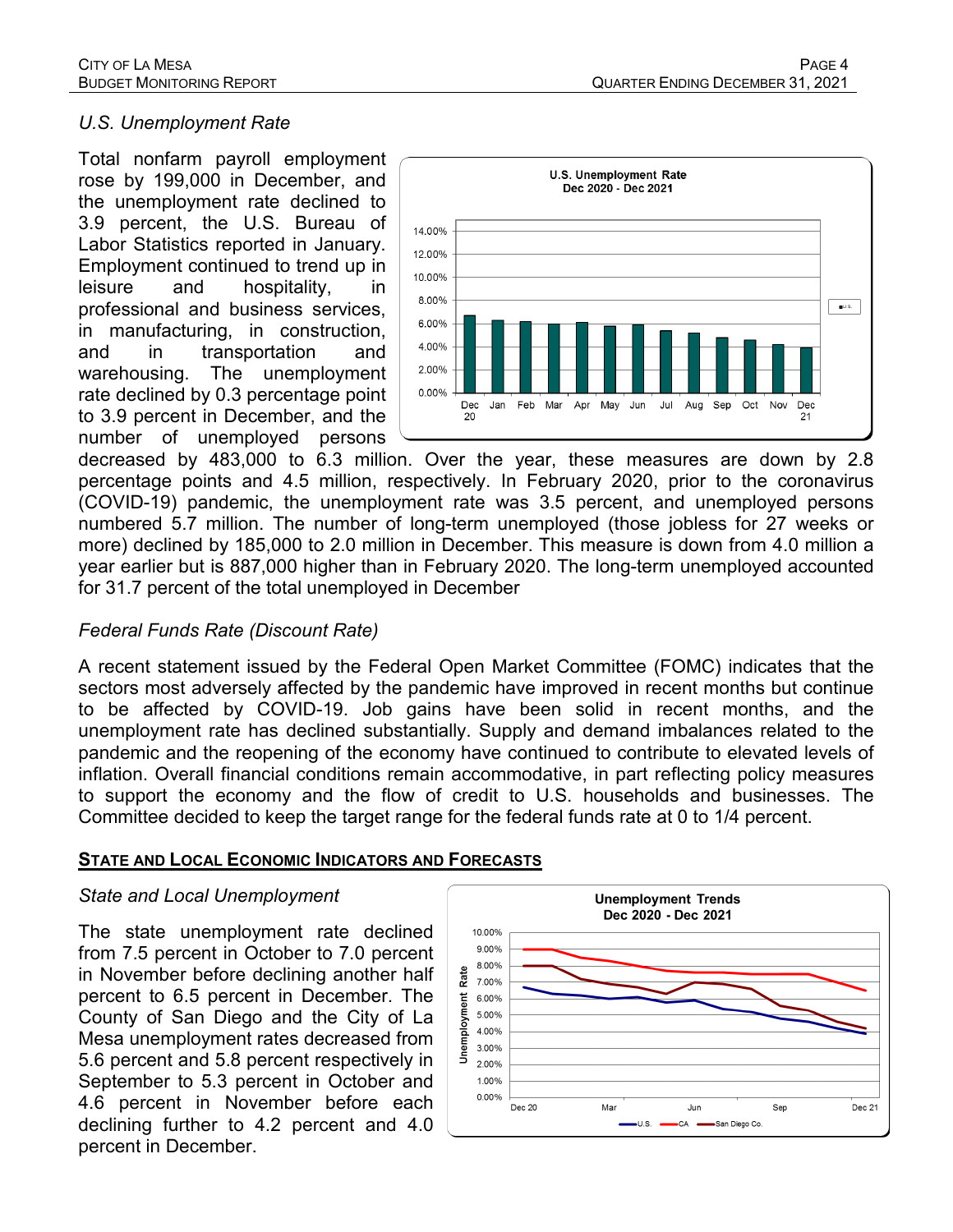*U.S. Unemployment Rate*

Total nonfarm payroll employment rose by 199,000 in December, and the unemployment rate declined to 3.9 percent, the U.S. Bureau of Labor Statistics reported in January. Employment continued to trend up in leisure and hospitality, in professional and business services, in manufacturing, in construction, and in transportation and warehousing. The unemployment rate declined by 0.3 percentage point to 3.9 percent in December, and the number of unemployed persons decreased by 483,000 to 6.3 million. Over the year, these measures are down by 2.8 percentage points and 4.5 million, respectively. In February 2020, prior to the coronavirus (COVID-19) pandemic, the unemployment rate was 3.5 percent, and unemployed persons numbered 5.7 million. The number of long-term unemployed (those jobless for 27 weeks or more) declined by 185,000 to 2.0 million in December. This measure is down from 4.0 million a year earlier but is 887,000 higher than in February 2020. The long-term unemployed accounted for 31.7 percent of the total unemployed in December

*Federal Funds Rate (Discount Rate)*

A recent statement issued by the Federal Open Market Committee (FOMC) indicates that the sectors most adversely affected by the pandemic have improved in recent months but continue to be affected by COVID-19. Job gains have been solid in recent months, and the unemployment rate has declined substantially. Supply and demand imbalances related to the pandemic and the reopening of the economy have continued to contribute to elevated levels of inflation. Overall financial conditions remain accommodative, in part reflecting policy measures to support the economy and the flow of credit to U.S. households and businesses. The Committee decided to keep the target range for the federal funds rate at 0 to 1/4 percent.

## STATE AND LOCAL ECONOMIC INDICATORS AND FORECASTS

*State and Local Unemployment*

The state unemployment rate declined from 7.5 percent in October to 7.0 percent in November before declining another half percent to 6.5 percent in December. The County of San Diego and the City of La Mesa unemployment rates decreased from 5.6 percent and 5.8 percent respectively in September to 5.3 percent in October and 4.6 percent in November before each declining further to 4.2 percent and 4.0 percent in December.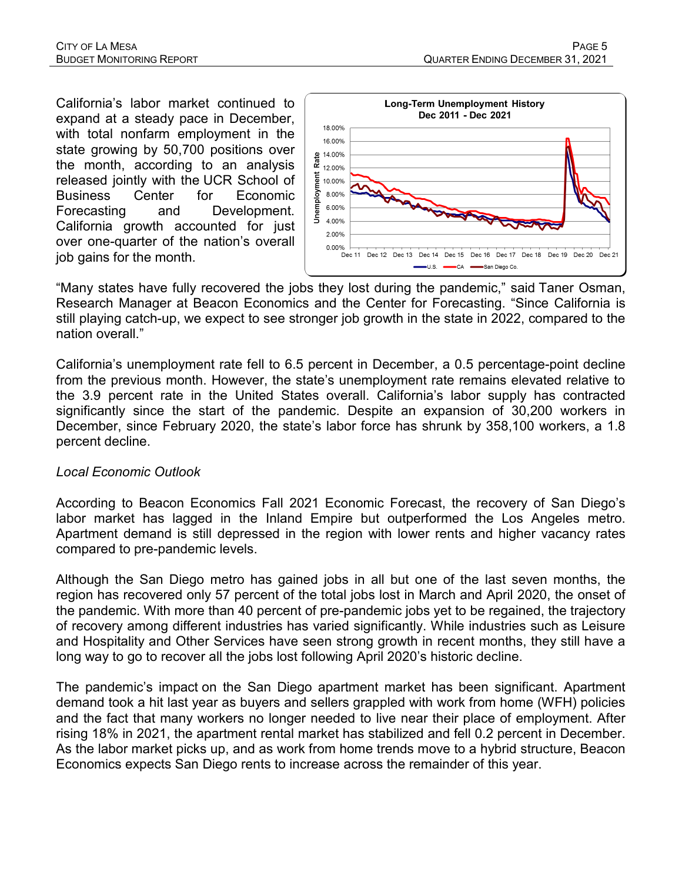California's labor market continued to expand at a steady pace in December, with total nonfarm employment in the state growing by 50,700 positions over the month, according to an analysis released jointly with the UCR School of Business Center for Economic Forecasting and Development. California growth accounted for just over one-quarter of the nation's overall job gains for the month.

"Many states have fully recovered the jobs they lost during the pandemic," said Taner Osman, Research Manager at Beacon Economics and the Center for Forecasting. "Since California is still playing catch-up, we expect to see stronger job growth in the state in 2022, compared to the nation overall."

California's unemployment rate fell to 6.5 percent in December, a 0.5 percentage-point decline from the previous month. However, the state's unemployment rate remains elevated relative to the 3.9 percent rate in the United States overall. California's labor supply has contracted significantly since the start of the pandemic. Despite an expansion of 30,200 workers in December, since February 2020, the state's labor force has shrunk by 358,100 workers, a 1.8 percent decline.

*Local Economic Outlook*

According to Beacon Economics Fall 2021 Economic Forecast, the recovery of San Diego's labor market has lagged in the Inland Empire but outperformed the Los Angeles metro. Apartment demand is still depressed in the region with lower rents and higher vacancy rates compared to pre-pandemic levels.

Although the San Diego metro has gained jobs in all but one of the last seven months, the region has recovered only 57 percent of the total jobs lost in March and April 2020, the onset of the pandemic. With more than 40 percent of pre-pandemic jobs yet to be regained, the trajectory of recovery among different industries has varied significantly. While industries such as Leisure and Hospitality and Other Services have seen strong growth in recent months, they still have a long way to go to recover all the jobs lost following April 2020's historic decline.

The pandemic's impact on the San Diego apartment market has been significant. Apartment demand took a hit last year as buyers and sellers grappled with work from home (WFH) policies and the fact that many workers no longer needed to live near their place of employment. After rising 18% in 2021, the apartment rental market has stabilized and fell 0.2 percent in December. As the labor market picks up, and as work from home trends move to a hybrid structure, Beacon Economics expects San Diego rents to increase across the remainder of this year.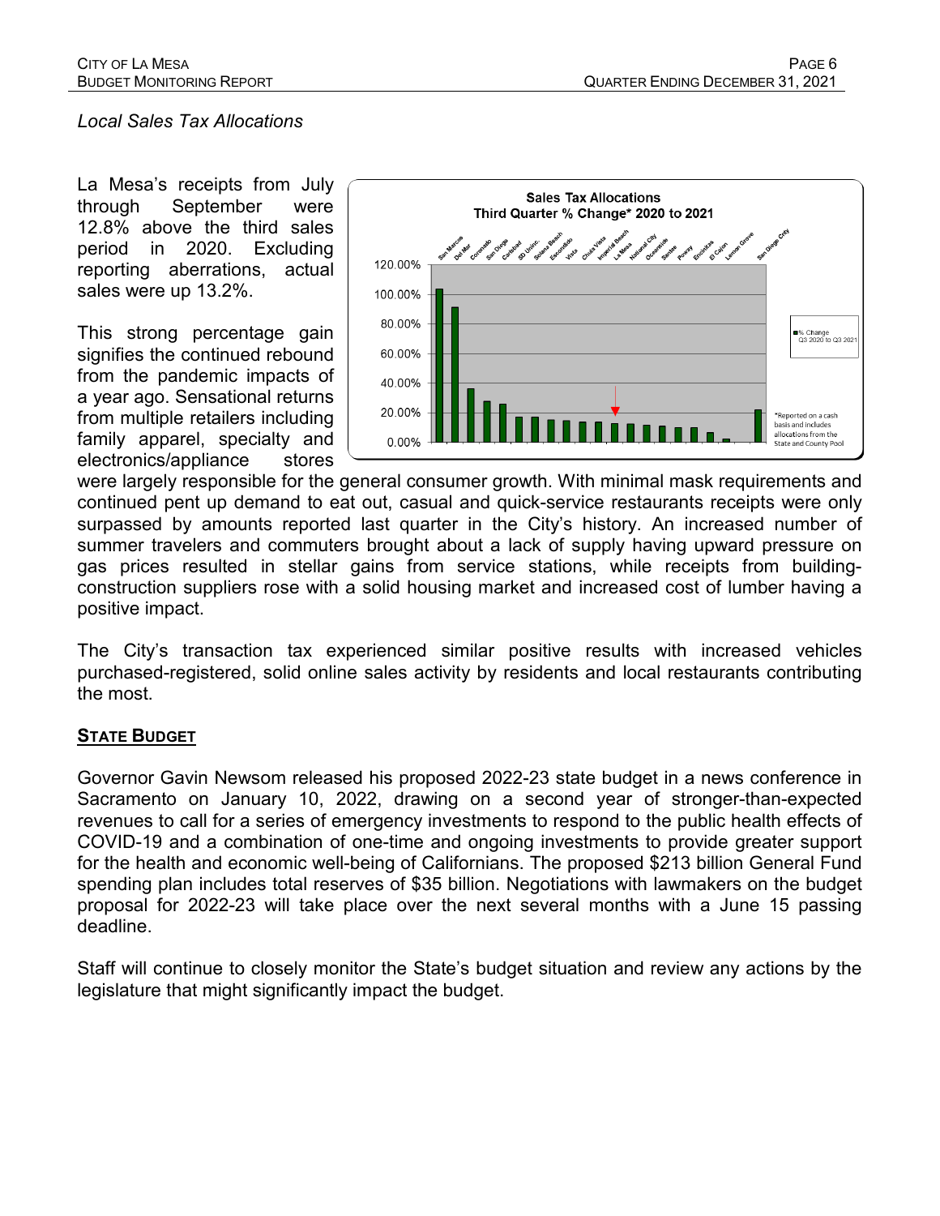*Local Sales Tax Allocations*

La Mesa's receipts from July through September were 12.8% above the third sales period in 2020. Excluding reporting aberrations, actual sales were up 13.2%.

This strong percentage gain signifies the continued rebound from the pandemic impacts of a year ago. Sensational returns from multiple retailers including family apparel, specialty and electronics/appliance stores were largely responsible for the general consumer growth. With minimal mask requirements and continued pent up demand to eat out, casual and quick-service restaurants receipts were only surpassed by amounts reported last quarter in the City's history. An increased number of summer travelers and commuters brought about a lack of supply having upward pressure on gas prices resulted in stellar gains from service stations, while receipts from building-construction suppliers rose with a solid housing market and increased cost of lumber having a positive impact.

The City's transaction tax experienced similar positive results with increased vehicles purchased-registered, solid online sales activity by residents and local restaurants contributing the most.

## STATE BUDGET

Governor Gavin Newsom released his proposed 2022-23 state budget in a news conference in Sacramento on January 10, 2022, drawing on a second year of stronger-than-expected revenues to call for a series of emergency investments to respond to the public health effects of COVID-19 and a combination of one-time and ongoing investments to provide greater support for the health and economic well-being of Californians. The proposed $213 billion General Fund spending plan includes total reserves of $35 billion. Negotiations with lawmakers on the budget proposal for 2022-23 will take place over the next several months with a June 15 passing deadline.

Staff will continue to closely monitor the State's budget situation and review any actions by the legislature that might significantly impact the budget.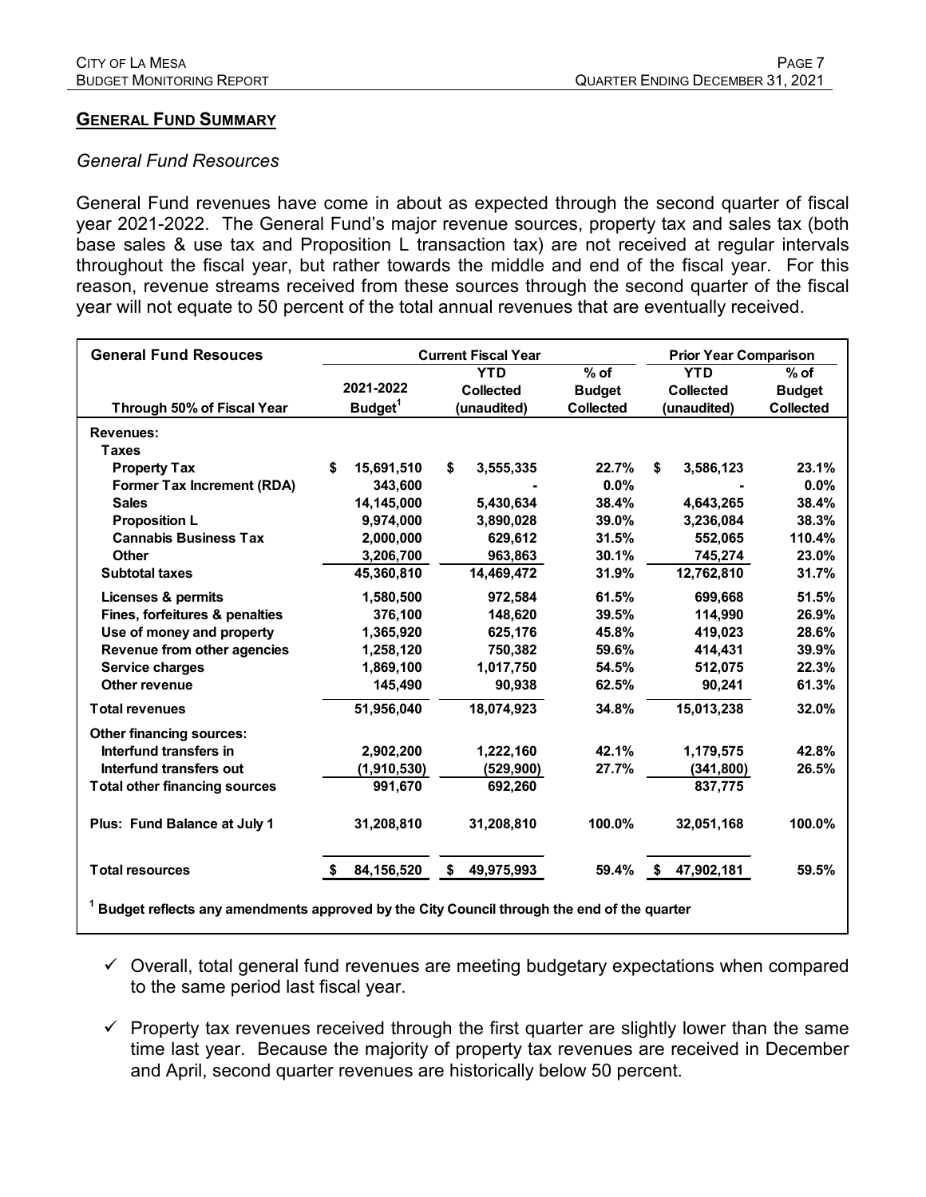## GENERAL FUND SUMMARY

*General Fund Resources*

General Fund revenues have come in about as expected through the second quarter of fiscal year 2021-2022. The General Fund's major revenue sources, property tax and sales tax (both base sales & use tax and Proposition L transaction tax) are not received at regular intervals throughout the fiscal year, but rather towards the middle and end of the fiscal year. For this reason, revenue streams received from these sources through the second quarter of the fiscal year will not equate to 50 percent of the total annual revenues that are eventually received.

| General Fund Resouces | Current Fiscal Year | | | Prior Year Comparison | |
|---|---|---|---|---|---|
| Through 50% of Fiscal Year | 2021-2022 Budget[1] | YTD Collected (unaudited) | % of Budget Collected | YTD Collected (unaudited) | % of Budget Collected |
| **Revenues:** | | | | | |
| **Taxes** | | | | | |
| Property Tax | $ 15,691,510 | $ 3,555,335 | 22.7% | $ 3,586,123 | 23.1% |
| Former Tax Increment (RDA) | 343,600 | - | 0.0% | - | 0.0% |
| Sales | 14,145,000 | 5,430,634 | 38.4% | 4,643,265 | 38.4% |
| Proposition L | 9,974,000 | 3,890,028 | 39.0% | 3,236,084 | 38.3% |
| Cannabis Business Tax | 2,000,000 | 629,612 | 31.5% | 552,065 | 110.4% |
| Other | 3,206,700 | 963,863 | 30.1% | 745,274 | 23.0% |
| **Subtotal taxes** | 45,360,810 | 14,469,472 | 31.9% | 12,762,810 | 31.7% |
| Licenses & permits | 1,580,500 | 972,584 | 61.5% | 699,668 | 51.5% |
| Fines, forfeitures & penalties | 376,100 | 148,620 | 39.5% | 114,990 | 26.9% |
| Use of money and property | 1,365,920 | 625,176 | 45.8% | 419,023 | 28.6% |
| Revenue from other agencies | 1,258,120 | 750,382 | 59.6% | 414,431 | 39.9% |
| Service charges | 1,869,100 | 1,017,750 | 54.5% | 512,075 | 22.3% |
| Other revenue | 145,490 | 90,938 | 62.5% | 90,241 | 61.3% |
| **Total revenues** | 51,956,040 | 18,074,923 | 34.8% | 15,013,238 | 32.0% |
| **Other financing sources:** | | | | | |
| Interfund transfers in | 2,902,200 | 1,222,160 | 42.1% | 1,179,575 | 42.8% |
| Interfund transfers out | (1,910,530) | (529,900) | 27.7% | (341,800) | 26.5% |
| **Total other financing sources** | 991,670 | 692,260 | | 837,775 | |
| **Plus: Fund Balance at July 1** | 31,208,810 | 31,208,810 | 100.0% | 32,051,168 | 100.0% |
| **Total resources** | $ 84,156,520 | $ 49,975,993 | 59.4% | $ 47,902,181 | 59.5% |

[1] Budget reflects any amendments approved by the City Council through the end of the quarter

- ✓ Overall, total general fund revenues are meeting budgetary expectations when compared to the same period last fiscal year.
- ✓ Property tax revenues received through the first quarter are slightly lower than the same time last year. Because the majority of property tax revenues are received in December and April, second quarter revenues are historically below 50 percent.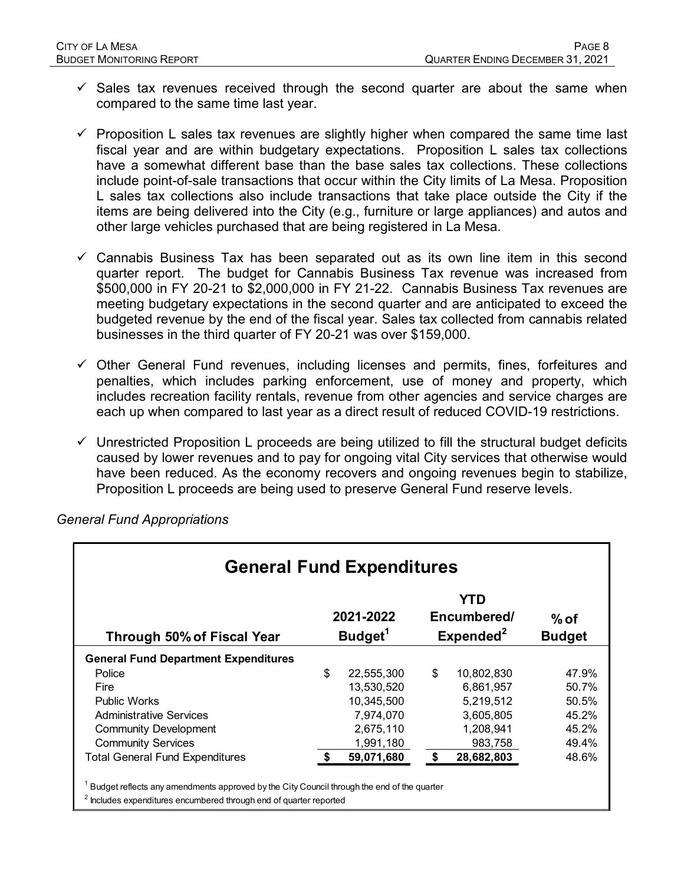- ✓ Sales tax revenues received through the second quarter are about the same when compared to the same time last year.

- ✓ Proposition L sales tax revenues are slightly higher when compared the same time last fiscal year and are within budgetary expectations. Proposition L sales tax collections have a somewhat different base than the base sales tax collections. These collections include point-of-sale transactions that occur within the City limits of La Mesa. Proposition L sales tax collections also include transactions that take place outside the City if the items are being delivered into the City (e.g., furniture or large appliances) and autos and other large vehicles purchased that are being registered in La Mesa.

- ✓ Cannabis Business Tax has been separated out as its own line item in this second quarter report. The budget for Cannabis Business Tax revenue was increased from $500,000 in FY 20-21 to $2,000,000 in FY 21-22. Cannabis Business Tax revenues are meeting budgetary expectations in the second quarter and are anticipated to exceed the budgeted revenue by the end of the fiscal year. Sales tax collected from cannabis related businesses in the third quarter of FY 20-21 was over $159,000.

- ✓ Other General Fund revenues, including licenses and permits, fines, forfeitures and penalties, which includes parking enforcement, use of money and property, which includes recreation facility rentals, revenue from other agencies and service charges are each up when compared to last year as a direct result of reduced COVID-19 restrictions.

- ✓ Unrestricted Proposition L proceeds are being utilized to fill the structural budget deficits caused by lower revenues and to pay for ongoing vital City services that otherwise would have been reduced. As the economy recovers and ongoing revenues begin to stabilize, Proposition L proceeds are being used to preserve General Fund reserve levels.

*General Fund Appropriations*

## General Fund Expenditures

| Through 50% of Fiscal Year | 2021-2022 Budget[1] | YTD Encumbered/ Expended[2] | % of Budget |
|---|---|---|---|
| **General Fund Department Expenditures** | | | |
| Police | $ 22,555,300 | $ 10,802,830 | 47.9% |
| Fire | 13,530,520 | 6,861,957 | 50.7% |
| Public Works | 10,345,500 | 5,219,512 | 50.5% |
| Administrative Services | 7,974,070 | 3,605,805 | 45.2% |
| Community Development | 2,675,110 | 1,208,941 | 45.2% |
| Community Services | 1,991,180 | 983,758 | 49.4% |
| Total General Fund Expenditures | **$ 59,071,680** | **$ 28,682,803** | 48.6% |

[1] Budget reflects any amendments approved by the City Council through the end of the quarter

[2] Includes expenditures encumbered through end of quarter reported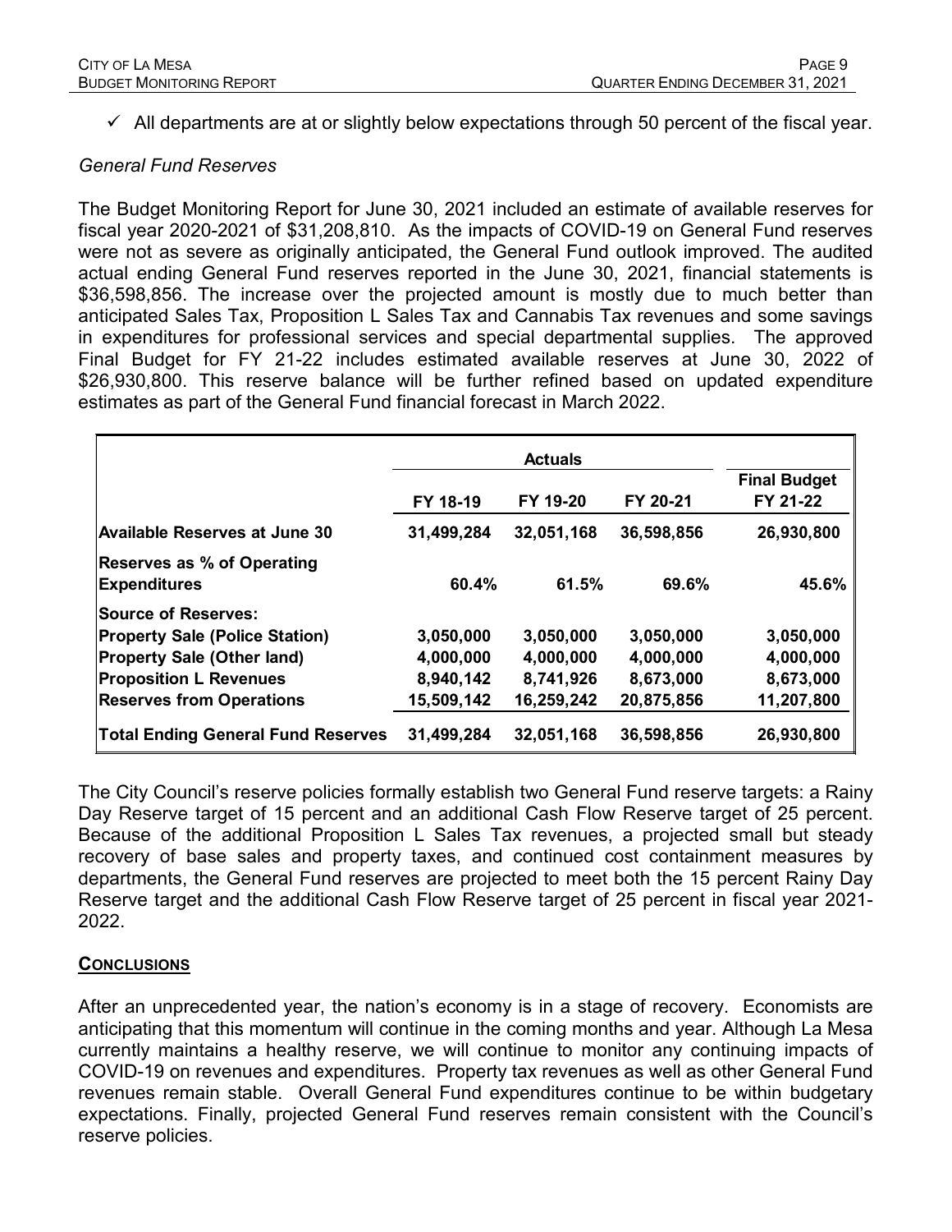✓ All departments are at or slightly below expectations through 50 percent of the fiscal year.

*General Fund Reserves*

The Budget Monitoring Report for June 30, 2021 included an estimate of available reserves for fiscal year 2020-2021 of $31,208,810. As the impacts of COVID-19 on General Fund reserves were not as severe as originally anticipated, the General Fund outlook improved. The audited actual ending General Fund reserves reported in the June 30, 2021, financial statements is $36,598,856. The increase over the projected amount is mostly due to much better than anticipated Sales Tax, Proposition L Sales Tax and Cannabis Tax revenues and some savings in expenditures for professional services and special departmental supplies. The approved Final Budget for FY 21-22 includes estimated available reserves at June 30, 2022 of $26,930,800. This reserve balance will be further refined based on updated expenditure estimates as part of the General Fund financial forecast in March 2022.

| | Actuals | | | |
|---|---|---|---|---|
| | **FY 18-19** | **FY 19-20** | **FY 20-21** | **Final Budget FY 21-22** |
| **Available Reserves at June 30** | **31,499,284** | **32,051,168** | **36,598,856** | **26,930,800** |
| **Reserves as % of Operating Expenditures** | **60.4%** | **61.5%** | **69.6%** | **45.6%** |
| **Source of Reserves:** | | | | |
| **Property Sale (Police Station)** | 3,050,000 | 3,050,000 | 3,050,000 | 3,050,000 |
| **Property Sale (Other land)** | 4,000,000 | 4,000,000 | 4,000,000 | 4,000,000 |
| **Proposition L Revenues** | 8,940,142 | 8,741,926 | 8,673,000 | 8,673,000 |
| **Reserves from Operations** | 15,509,142 | 16,259,242 | 20,875,856 | 11,207,800 |
| **Total Ending General Fund Reserves** | **31,499,284** | **32,051,168** | **36,598,856** | **26,930,800** |

The City Council's reserve policies formally establish two General Fund reserve targets: a Rainy Day Reserve target of 15 percent and an additional Cash Flow Reserve target of 25 percent. Because of the additional Proposition L Sales Tax revenues, a projected small but steady recovery of base sales and property taxes, and continued cost containment measures by departments, the General Fund reserves are projected to meet both the 15 percent Rainy Day Reserve target and the additional Cash Flow Reserve target of 25 percent in fiscal year 2021-2022.

## CONCLUSIONS

After an unprecedented year, the nation's economy is in a stage of recovery. Economists are anticipating that this momentum will continue in the coming months and year. Although La Mesa currently maintains a healthy reserve, we will continue to monitor any continuing impacts of COVID-19 on revenues and expenditures. Property tax revenues as well as other General Fund revenues remain stable. Overall General Fund expenditures continue to be within budgetary expectations. Finally, projected General Fund reserves remain consistent with the Council's reserve policies.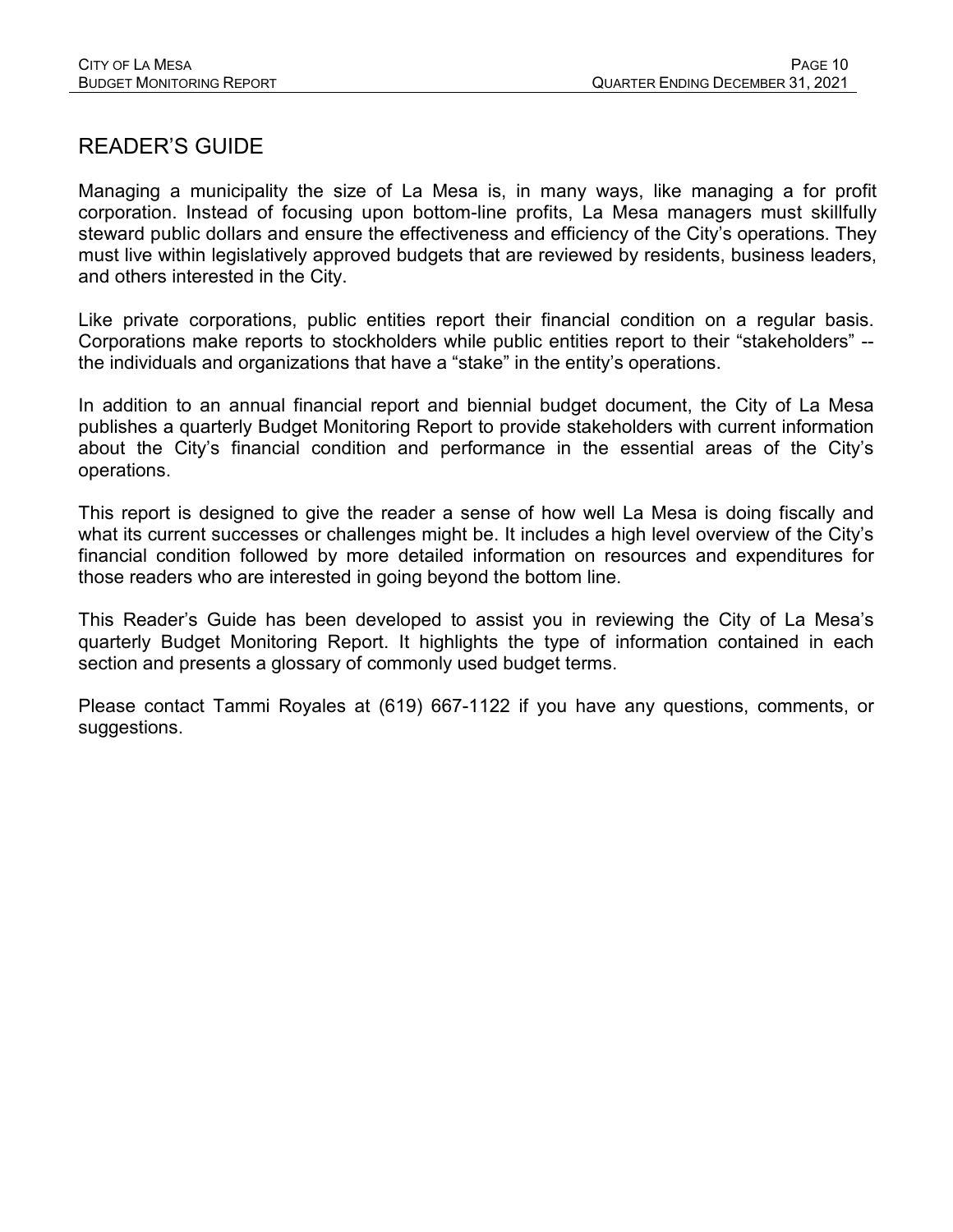## READER'S GUIDE

Managing a municipality the size of La Mesa is, in many ways, like managing a for profit corporation. Instead of focusing upon bottom-line profits, La Mesa managers must skillfully steward public dollars and ensure the effectiveness and efficiency of the City's operations. They must live within legislatively approved budgets that are reviewed by residents, business leaders, and others interested in the City.

Like private corporations, public entities report their financial condition on a regular basis. Corporations make reports to stockholders while public entities report to their "stakeholders" -- the individuals and organizations that have a "stake" in the entity's operations.

In addition to an annual financial report and biennial budget document, the City of La Mesa publishes a quarterly Budget Monitoring Report to provide stakeholders with current information about the City's financial condition and performance in the essential areas of the City's operations.

This report is designed to give the reader a sense of how well La Mesa is doing fiscally and what its current successes or challenges might be. It includes a high level overview of the City's financial condition followed by more detailed information on resources and expenditures for those readers who are interested in going beyond the bottom line.

This Reader's Guide has been developed to assist you in reviewing the City of La Mesa's quarterly Budget Monitoring Report. It highlights the type of information contained in each section and presents a glossary of commonly used budget terms.

Please contact Tammi Royales at (619) 667-1122 if you have any questions, comments, or suggestions.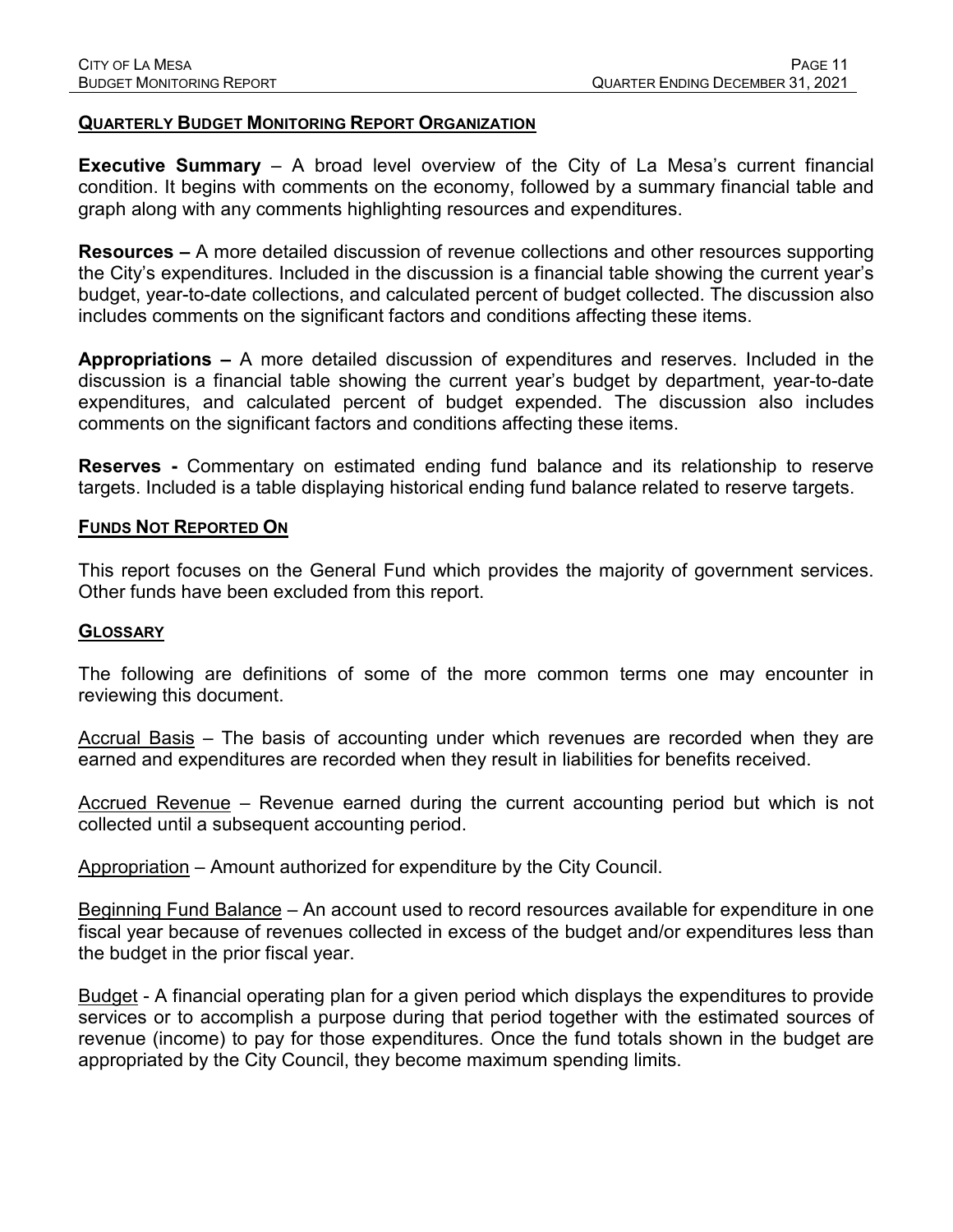## QUARTERLY BUDGET MONITORING REPORT ORGANIZATION

**Executive Summary** – A broad level overview of the City of La Mesa's current financial condition. It begins with comments on the economy, followed by a summary financial table and graph along with any comments highlighting resources and expenditures.

**Resources –** A more detailed discussion of revenue collections and other resources supporting the City's expenditures. Included in the discussion is a financial table showing the current year's budget, year-to-date collections, and calculated percent of budget collected. The discussion also includes comments on the significant factors and conditions affecting these items.

**Appropriations –** A more detailed discussion of expenditures and reserves. Included in the discussion is a financial table showing the current year's budget by department, year-to-date expenditures, and calculated percent of budget expended. The discussion also includes comments on the significant factors and conditions affecting these items.

**Reserves -** Commentary on estimated ending fund balance and its relationship to reserve targets. Included is a table displaying historical ending fund balance related to reserve targets.

## FUNDS NOT REPORTED ON

This report focuses on the General Fund which provides the majority of government services. Other funds have been excluded from this report.

## GLOSSARY

The following are definitions of some of the more common terms one may encounter in reviewing this document.

Accrual Basis – The basis of accounting under which revenues are recorded when they are earned and expenditures are recorded when they result in liabilities for benefits received.

Accrued Revenue – Revenue earned during the current accounting period but which is not collected until a subsequent accounting period.

Appropriation – Amount authorized for expenditure by the City Council.

Beginning Fund Balance – An account used to record resources available for expenditure in one fiscal year because of revenues collected in excess of the budget and/or expenditures less than the budget in the prior fiscal year.

Budget - A financial operating plan for a given period which displays the expenditures to provide services or to accomplish a purpose during that period together with the estimated sources of revenue (income) to pay for those expenditures. Once the fund totals shown in the budget are appropriated by the City Council, they become maximum spending limits.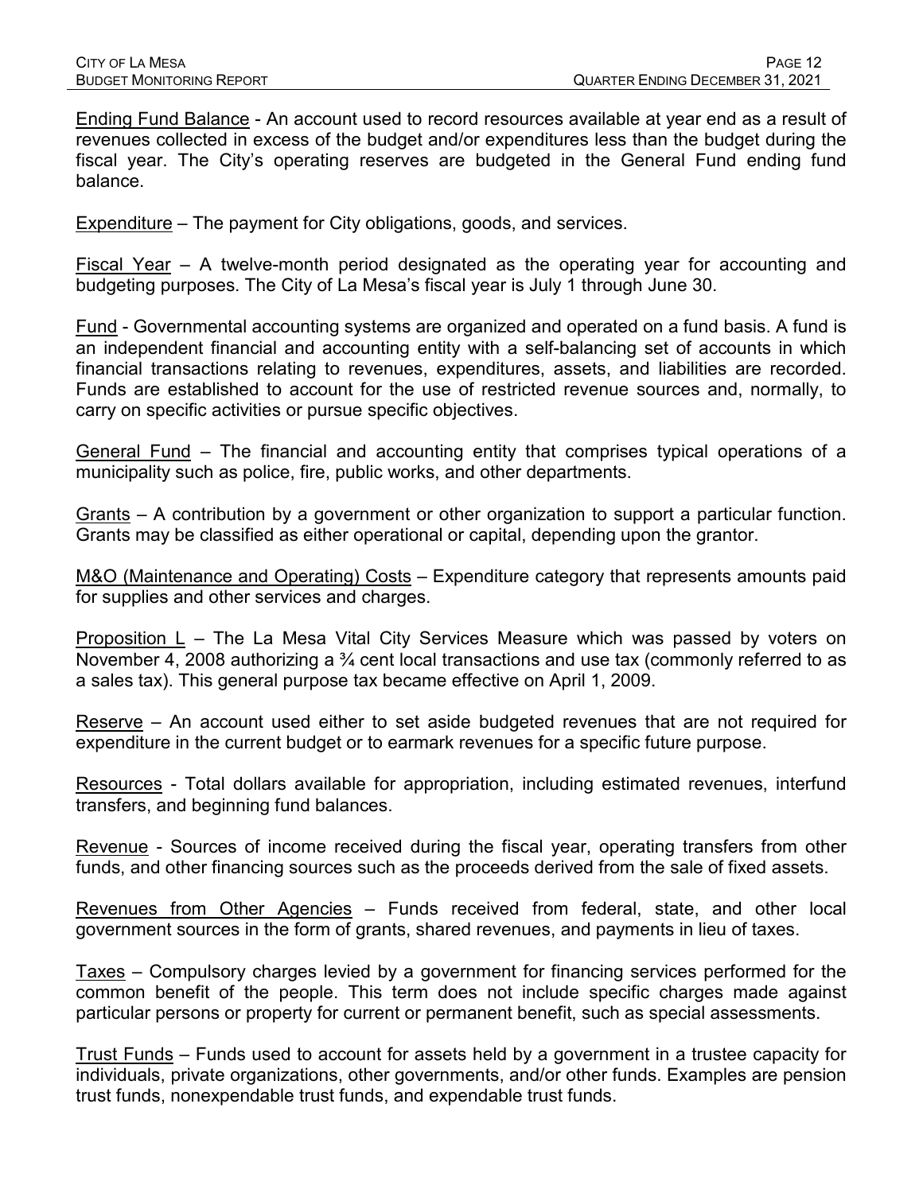Ending Fund Balance - An account used to record resources available at year end as a result of revenues collected in excess of the budget and/or expenditures less than the budget during the fiscal year. The City's operating reserves are budgeted in the General Fund ending fund balance.

Expenditure – The payment for City obligations, goods, and services.

Fiscal Year – A twelve-month period designated as the operating year for accounting and budgeting purposes. The City of La Mesa's fiscal year is July 1 through June 30.

Fund - Governmental accounting systems are organized and operated on a fund basis. A fund is an independent financial and accounting entity with a self-balancing set of accounts in which financial transactions relating to revenues, expenditures, assets, and liabilities are recorded. Funds are established to account for the use of restricted revenue sources and, normally, to carry on specific activities or pursue specific objectives.

General Fund – The financial and accounting entity that comprises typical operations of a municipality such as police, fire, public works, and other departments.

Grants – A contribution by a government or other organization to support a particular function. Grants may be classified as either operational or capital, depending upon the grantor.

M&O (Maintenance and Operating) Costs – Expenditure category that represents amounts paid for supplies and other services and charges.

Proposition L – The La Mesa Vital City Services Measure which was passed by voters on November 4, 2008 authorizing a ¾ cent local transactions and use tax (commonly referred to as a sales tax). This general purpose tax became effective on April 1, 2009.

Reserve – An account used either to set aside budgeted revenues that are not required for expenditure in the current budget or to earmark revenues for a specific future purpose.

Resources - Total dollars available for appropriation, including estimated revenues, interfund transfers, and beginning fund balances.

Revenue - Sources of income received during the fiscal year, operating transfers from other funds, and other financing sources such as the proceeds derived from the sale of fixed assets.

Revenues from Other Agencies – Funds received from federal, state, and other local government sources in the form of grants, shared revenues, and payments in lieu of taxes.

Taxes – Compulsory charges levied by a government for financing services performed for the common benefit of the people. This term does not include specific charges made against particular persons or property for current or permanent benefit, such as special assessments.

Trust Funds – Funds used to account for assets held by a government in a trustee capacity for individuals, private organizations, other governments, and/or other funds. Examples are pension trust funds, nonexpendable trust funds, and expendable trust funds.